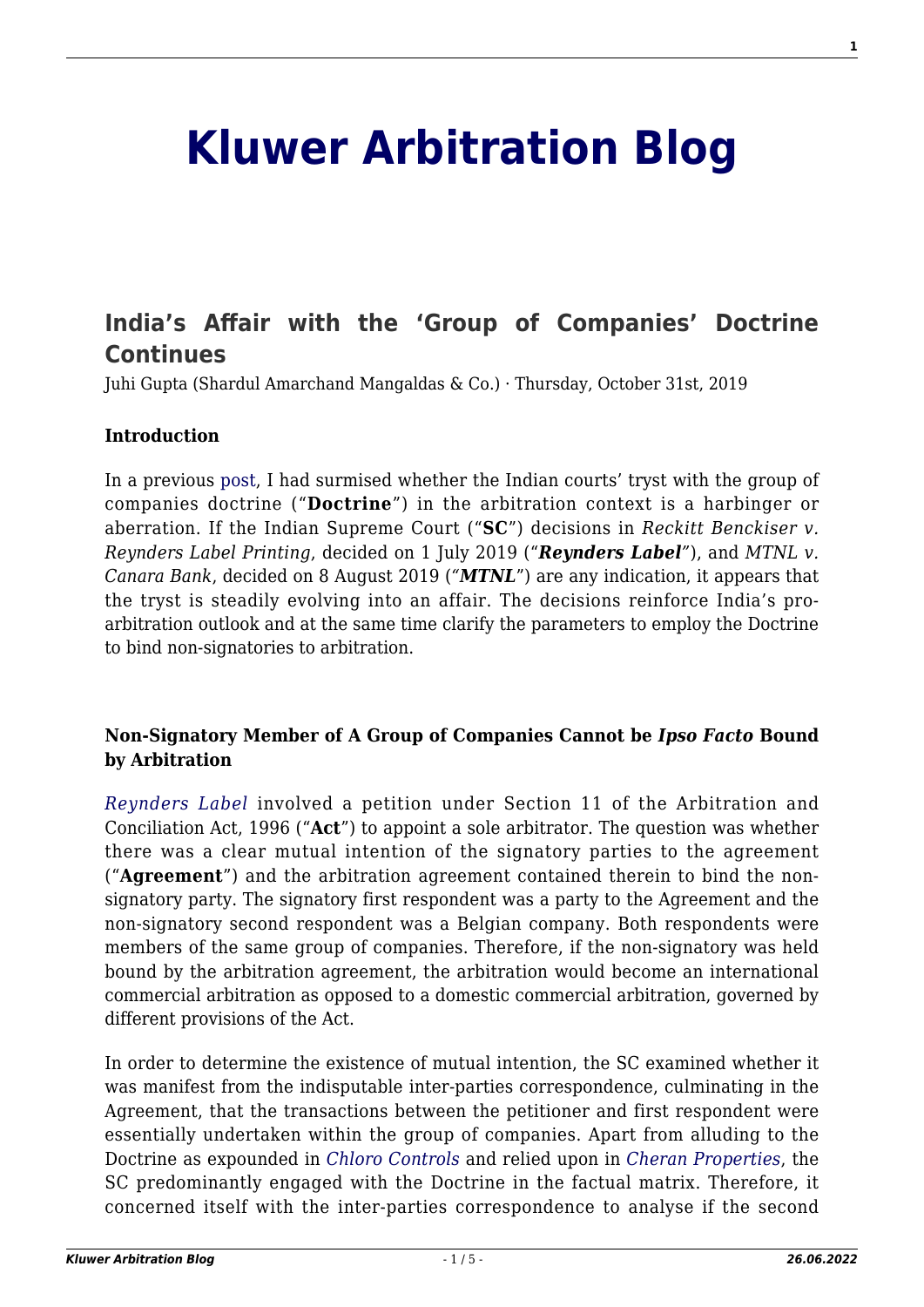# Kluwer Arbitration Blog

## India's Affair with the 'Group of Companies' Doctrine Continues

Juhi Gupta (Shardul Amarchand Mangaldas & Co.) · Thursday, October 31st, 2019

**Introduction**

In a previous post, I had surmised whether the Indian courts' tryst with the group of companies doctrine ("**Doctrine**") in the arbitration context is a harbinger or aberration. If the Indian Supreme Court ("**SC**") decisions in *Reckitt Benckiser v. Reynders Label Printing*, decided on 1 July 2019 ("***Reynders Label***"), and *MTNL v. Canara Bank*, decided on 8 August 2019 (*"**MTNL**"*) are any indication, it appears that the tryst is steadily evolving into an affair. The decisions reinforce India's pro-arbitration outlook and at the same time clarify the parameters to employ the Doctrine to bind non-signatories to arbitration.

**Non-Signatory Member of A Group of Companies Cannot be *Ipso Facto* Bound by Arbitration**

*Reynders Label* involved a petition under Section 11 of the Arbitration and Conciliation Act, 1996 ("**Act**") to appoint a sole arbitrator. The question was whether there was a clear mutual intention of the signatory parties to the agreement ("**Agreement**") and the arbitration agreement contained therein to bind the non-signatory party. The signatory first respondent was a party to the Agreement and the non-signatory second respondent was a Belgian company. Both respondents were members of the same group of companies. Therefore, if the non-signatory was held bound by the arbitration agreement, the arbitration would become an international commercial arbitration as opposed to a domestic commercial arbitration, governed by different provisions of the Act.

In order to determine the existence of mutual intention, the SC examined whether it was manifest from the indisputable inter-parties correspondence, culminating in the Agreement, that the transactions between the petitioner and first respondent were essentially undertaken within the group of companies. Apart from alluding to the Doctrine as expounded in *Chloro Controls* and relied upon in *Cheran Properties*, the SC predominantly engaged with the Doctrine in the factual matrix. Therefore, it concerned itself with the inter-parties correspondence to analyse if the second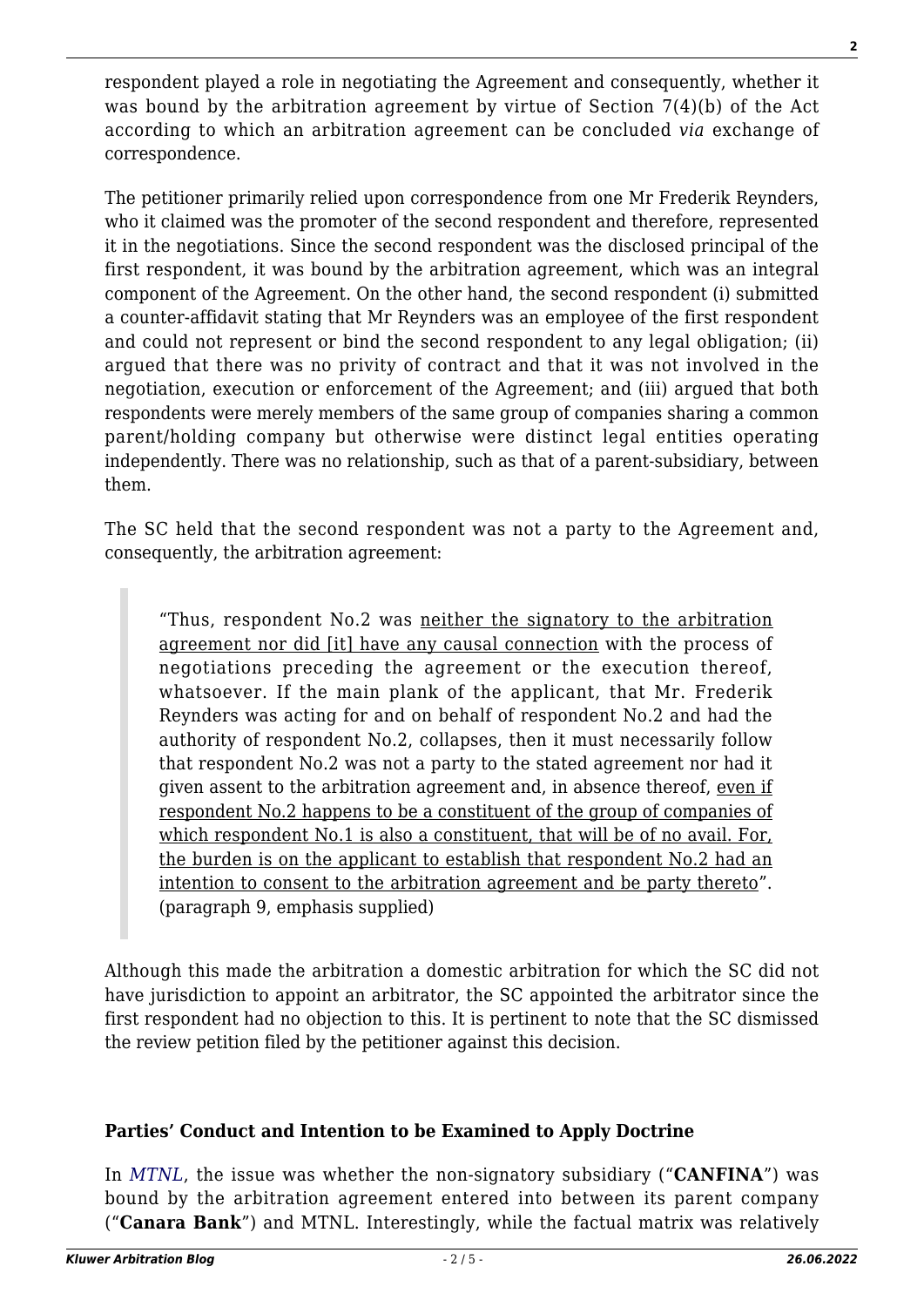respondent played a role in negotiating the Agreement and consequently, whether it was bound by the arbitration agreement by virtue of Section 7(4)(b) of the Act according to which an arbitration agreement can be concluded *via* exchange of correspondence.

The petitioner primarily relied upon correspondence from one Mr Frederik Reynders, who it claimed was the promoter of the second respondent and therefore, represented it in the negotiations. Since the second respondent was the disclosed principal of the first respondent, it was bound by the arbitration agreement, which was an integral component of the Agreement. On the other hand, the second respondent (i) submitted a counter-affidavit stating that Mr Reynders was an employee of the first respondent and could not represent or bind the second respondent to any legal obligation; (ii) argued that there was no privity of contract and that it was not involved in the negotiation, execution or enforcement of the Agreement; and (iii) argued that both respondents were merely members of the same group of companies sharing a common parent/holding company but otherwise were distinct legal entities operating independently. There was no relationship, such as that of a parent-subsidiary, between them.

The SC held that the second respondent was not a party to the Agreement and, consequently, the arbitration agreement:

> "Thus, respondent No.2 was neither the signatory to the arbitration agreement nor did [it] have any causal connection with the process of negotiations preceding the agreement or the execution thereof, whatsoever. If the main plank of the applicant, that Mr. Frederik Reynders was acting for and on behalf of respondent No.2 and had the authority of respondent No.2, collapses, then it must necessarily follow that respondent No.2 was not a party to the stated agreement nor had it given assent to the arbitration agreement and, in absence thereof, even if respondent No.2 happens to be a constituent of the group of companies of which respondent No.1 is also a constituent, that will be of no avail. For, the burden is on the applicant to establish that respondent No.2 had an intention to consent to the arbitration agreement and be party thereto". (paragraph 9, emphasis supplied)

Although this made the arbitration a domestic arbitration for which the SC did not have jurisdiction to appoint an arbitrator, the SC appointed the arbitrator since the first respondent had no objection to this. It is pertinent to note that the SC dismissed the review petition filed by the petitioner against this decision.

### Parties' Conduct and Intention to be Examined to Apply Doctrine

In *MTNL*, the issue was whether the non-signatory subsidiary ("**CANFINA**") was bound by the arbitration agreement entered into between its parent company ("**Canara Bank**") and MTNL. Interestingly, while the factual matrix was relatively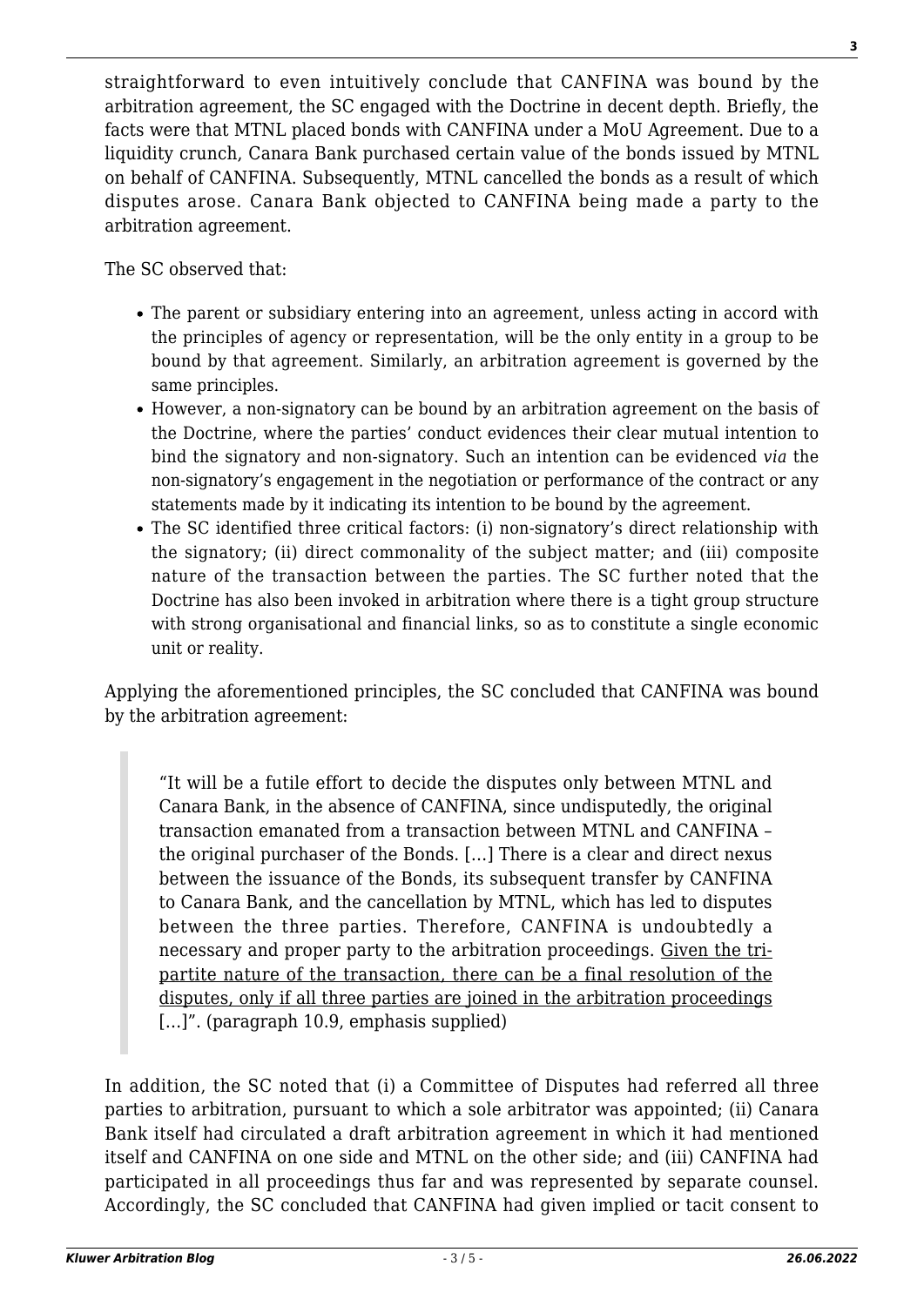straightforward to even intuitively conclude that CANFINA was bound by the arbitration agreement, the SC engaged with the Doctrine in decent depth. Briefly, the facts were that MTNL placed bonds with CANFINA under a MoU Agreement. Due to a liquidity crunch, Canara Bank purchased certain value of the bonds issued by MTNL on behalf of CANFINA. Subsequently, MTNL cancelled the bonds as a result of which disputes arose. Canara Bank objected to CANFINA being made a party to the arbitration agreement.

The SC observed that:

- The parent or subsidiary entering into an agreement, unless acting in accord with the principles of agency or representation, will be the only entity in a group to be bound by that agreement. Similarly, an arbitration agreement is governed by the same principles.
- However, a non-signatory can be bound by an arbitration agreement on the basis of the Doctrine, where the parties' conduct evidences their clear mutual intention to bind the signatory and non-signatory. Such an intention can be evidenced *via* the non-signatory's engagement in the negotiation or performance of the contract or any statements made by it indicating its intention to be bound by the agreement.
- The SC identified three critical factors: (i) non-signatory's direct relationship with the signatory; (ii) direct commonality of the subject matter; and (iii) composite nature of the transaction between the parties. The SC further noted that the Doctrine has also been invoked in arbitration where there is a tight group structure with strong organisational and financial links, so as to constitute a single economic unit or reality.

Applying the aforementioned principles, the SC concluded that CANFINA was bound by the arbitration agreement:

> "It will be a futile effort to decide the disputes only between MTNL and Canara Bank, in the absence of CANFINA, since undisputedly, the original transaction emanated from a transaction between MTNL and CANFINA – the original purchaser of the Bonds. […] There is a clear and direct nexus between the issuance of the Bonds, its subsequent transfer by CANFINA to Canara Bank, and the cancellation by MTNL, which has led to disputes between the three parties. Therefore, CANFINA is undoubtedly a necessary and proper party to the arbitration proceedings. Given the tri-partite nature of the transaction, there can be a final resolution of the disputes, only if all three parties are joined in the arbitration proceedings […]". (paragraph 10.9, emphasis supplied)

In addition, the SC noted that (i) a Committee of Disputes had referred all three parties to arbitration, pursuant to which a sole arbitrator was appointed; (ii) Canara Bank itself had circulated a draft arbitration agreement in which it had mentioned itself and CANFINA on one side and MTNL on the other side; and (iii) CANFINA had participated in all proceedings thus far and was represented by separate counsel. Accordingly, the SC concluded that CANFINA had given implied or tacit consent to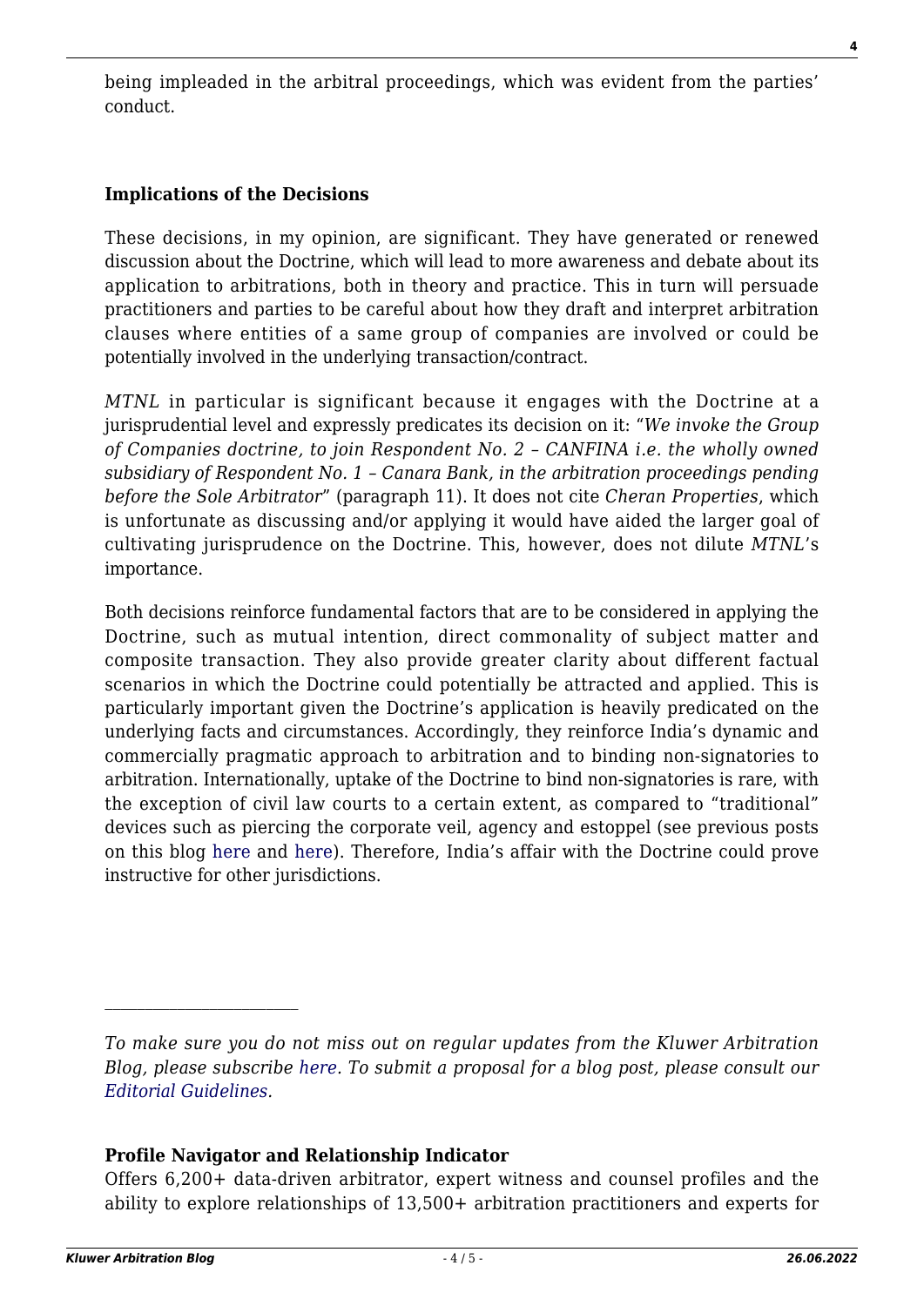being impleaded in the arbitral proceedings, which was evident from the parties' conduct.

**Implications of the Decisions**

These decisions, in my opinion, are significant. They have generated or renewed discussion about the Doctrine, which will lead to more awareness and debate about its application to arbitrations, both in theory and practice. This in turn will persuade practitioners and parties to be careful about how they draft and interpret arbitration clauses where entities of a same group of companies are involved or could be potentially involved in the underlying transaction/contract.

*MTNL* in particular is significant because it engages with the Doctrine at a jurisprudential level and expressly predicates its decision on it: "*We invoke the Group of Companies doctrine, to join Respondent No. 2 – CANFINA i.e. the wholly owned subsidiary of Respondent No. 1 – Canara Bank, in the arbitration proceedings pending before the Sole Arbitrator*" (paragraph 11). It does not cite *Cheran Properties*, which is unfortunate as discussing and/or applying it would have aided the larger goal of cultivating jurisprudence on the Doctrine. This, however, does not dilute *MTNL*'s importance.

Both decisions reinforce fundamental factors that are to be considered in applying the Doctrine, such as mutual intention, direct commonality of subject matter and composite transaction. They also provide greater clarity about different factual scenarios in which the Doctrine could potentially be attracted and applied. This is particularly important given the Doctrine's application is heavily predicated on the underlying facts and circumstances. Accordingly, they reinforce India's dynamic and commercially pragmatic approach to arbitration and to binding non-signatories to arbitration. Internationally, uptake of the Doctrine to bind non-signatories is rare, with the exception of civil law courts to a certain extent, as compared to "traditional" devices such as piercing the corporate veil, agency and estoppel (see previous posts on this blog here and here). Therefore, India's affair with the Doctrine could prove instructive for other jurisdictions.

---

*To make sure you do not miss out on regular updates from the Kluwer Arbitration Blog, please subscribe here. To submit a proposal for a blog post, please consult our Editorial Guidelines.*

**Profile Navigator and Relationship Indicator**

Offers 6,200+ data-driven arbitrator, expert witness and counsel profiles and the ability to explore relationships of 13,500+ arbitration practitioners and experts for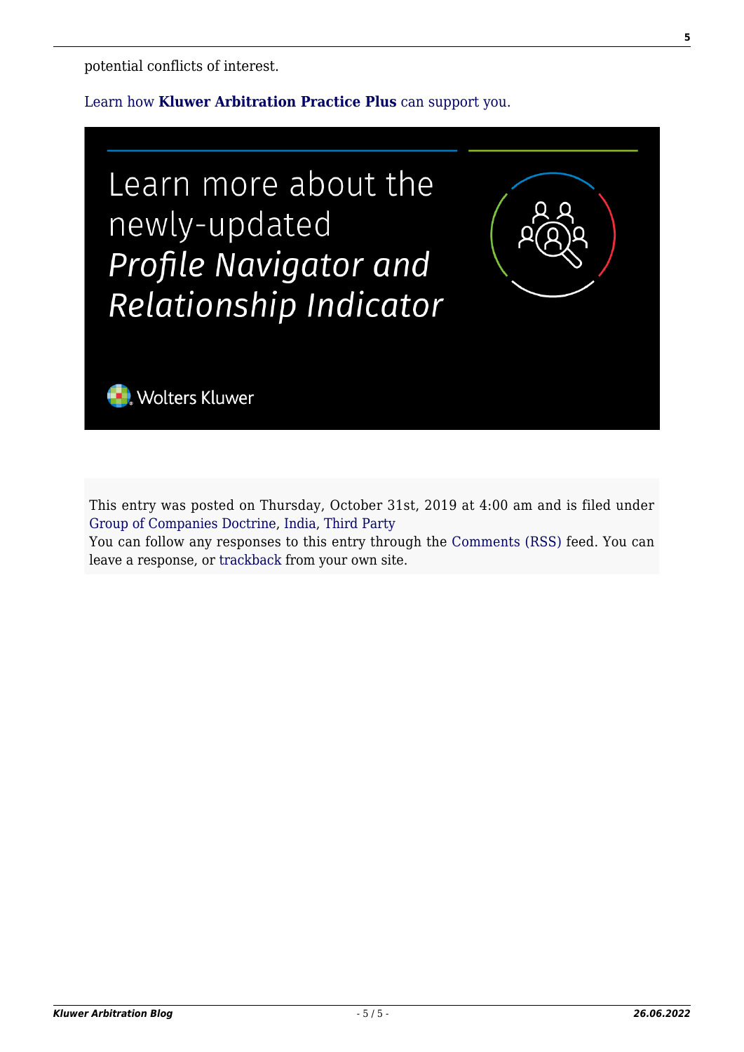potential conflicts of interest.

Learn how **Kluwer Arbitration Practice Plus** can support you.

Learn more about the newly-updated *Profile Navigator and Relationship Indicator*

Wolters Kluwer

This entry was posted on Thursday, October 31st, 2019 at 4:00 am and is filed under Group of Companies Doctrine, India, Third Party
You can follow any responses to this entry through the Comments (RSS) feed. You can leave a response, or trackback from your own site.